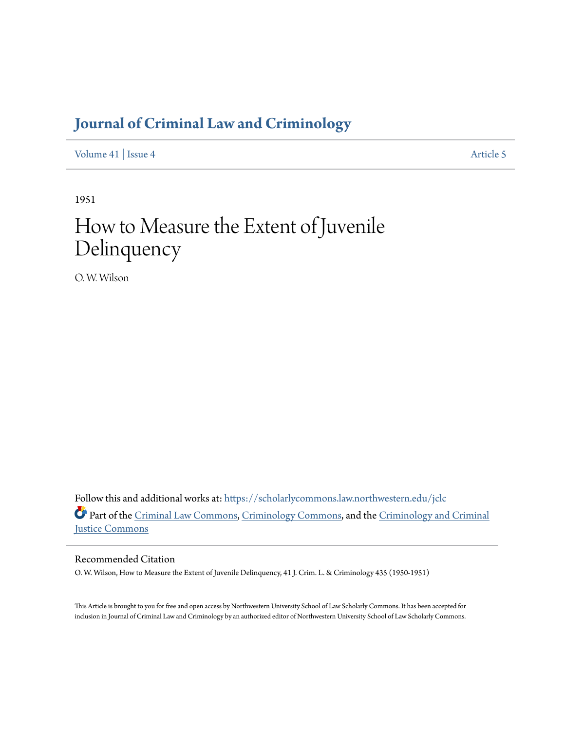# Journal of Criminal Law and Criminology

Volume 41 | Issue 4 Article 5

1951

# How to Measure the Extent of Juvenile Delinquency

O. W. Wilson

Follow this and additional works at: https://scholarlycommons.law.northwestern.edu/jclc

Part of the Criminal Law Commons, Criminology Commons, and the Criminology and Criminal Justice Commons

## Recommended Citation

O. W. Wilson, How to Measure the Extent of Juvenile Delinquency, 41 J. Crim. L. & Criminology 435 (1950-1951)

This Article is brought to you for free and open access by Northwestern University School of Law Scholarly Commons. It has been accepted for inclusion in Journal of Criminal Law and Criminology by an authorized editor of Northwestern University School of Law Scholarly Commons.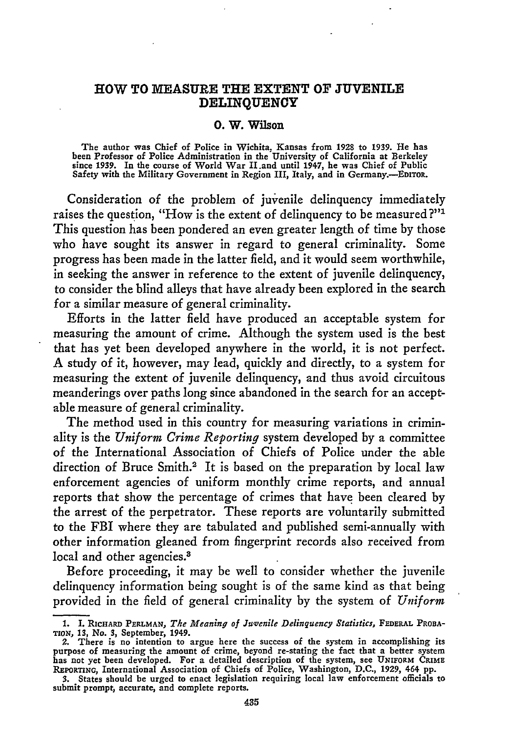# HOW TO MEASURE THE EXTENT OF JUVENILE DELINQUENCY

### O. W. Wilson

The author was Chief of Police in Wichita, Kansas from 1928 to 1939. He has been Professor of Police Administration in the University of California at Berkeley since 1939. In the course of World War II and until 1947, he was Chief of Public Safety with the Military Government in Region III, Italy, and in Germany.—EDITOR.

Consideration of the problem of juvenile delinquency immediately raises the question, "How is the extent of delinquency to be measured?"[1] This question has been pondered an even greater length of time by those who have sought its answer in regard to general criminality. Some progress has been made in the latter field, and it would seem worthwhile, in seeking the answer in reference to the extent of juvenile delinquency, to consider the blind alleys that have already been explored in the search for a similar measure of general criminality.

Efforts in the latter field have produced an acceptable system for measuring the amount of crime. Although the system used is the best that has yet been developed anywhere in the world, it is not perfect. A study of it, however, may lead, quickly and directly, to a system for measuring the extent of juvenile delinquency, and thus avoid circuitous meanderings over paths long since abandoned in the search for an acceptable measure of general criminality.

The method used in this country for measuring variations in criminality is the *Uniform Crime Reporting* system developed by a committee of the International Association of Chiefs of Police under the able direction of Bruce Smith.[2] It is based on the preparation by local law enforcement agencies of uniform monthly crime reports, and annual reports that show the percentage of crimes that have been cleared by the arrest of the perpetrator. These reports are voluntarily submitted to the FBI where they are tabulated and published semi-annually with other information gleaned from fingerprint records also received from local and other agencies.[3]

Before proceeding, it may be well to consider whether the juvenile delinquency information being sought is of the same kind as that being provided in the field of general criminality by the system of *Uniform*

---

1. I. RICHARD PERLMAN, *The Meaning of Juvenile Delinquency Statistics*, FEDERAL PROBATION, 13, No. 3, September, 1949.

2. There is no intention to argue here the success of the system in accomplishing its purpose of measuring the amount of crime, beyond re-stating the fact that a better system has not yet been developed. For a detailed description of the system, see UNIFORM CRIME REPORTING, International Association of Chiefs of Police, Washington, D.C., 1929, 464 pp.

3. States should be urged to enact legislation requiring local law enforcement officials to submit prompt, accurate, and complete reports.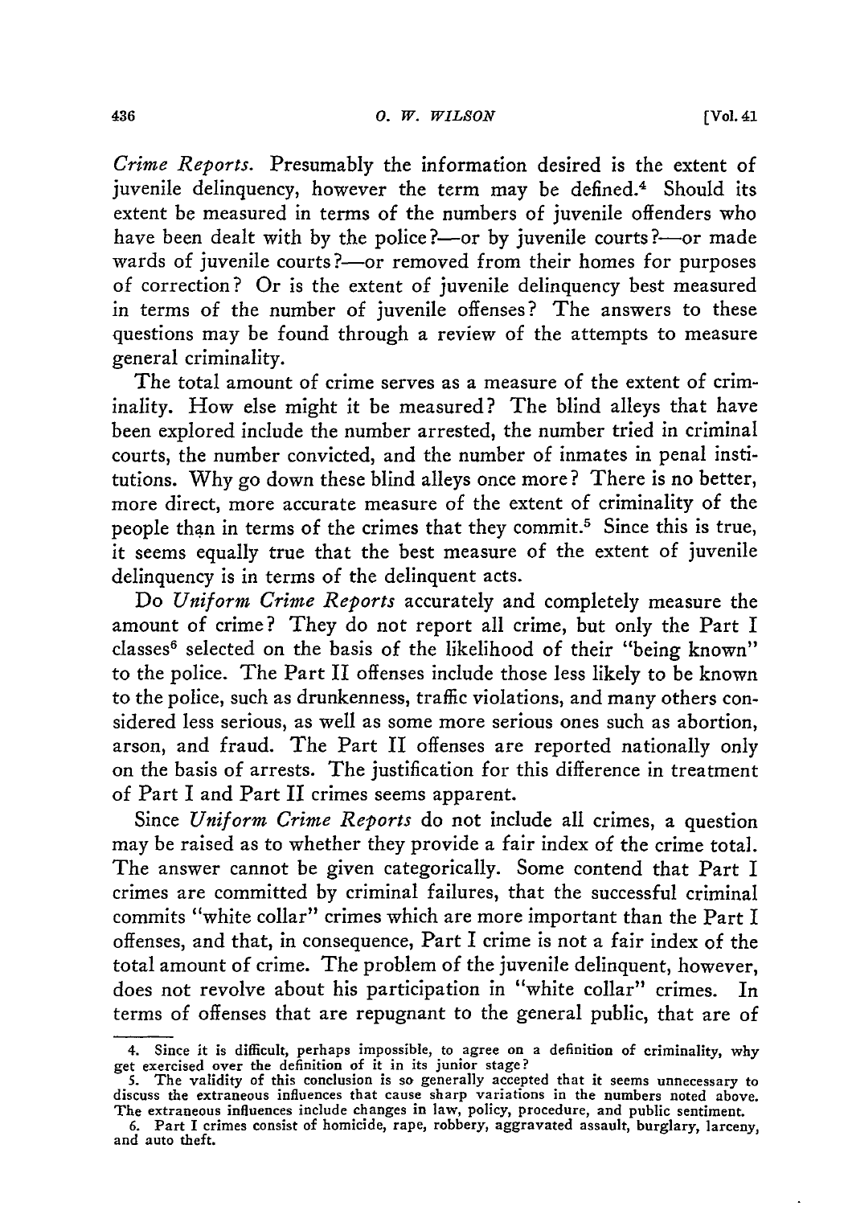*Crime Reports.* Presumably the information desired is the extent of juvenile delinquency, however the term may be defined.[4] Should its extent be measured in terms of the numbers of juvenile offenders who have been dealt with by the police?—or by juvenile courts?—or made wards of juvenile courts?—or removed from their homes for purposes of correction? Or is the extent of juvenile delinquency best measured in terms of the number of juvenile offenses? The answers to these questions may be found through a review of the attempts to measure general criminality.

The total amount of crime serves as a measure of the extent of criminality. How else might it be measured? The blind alleys that have been explored include the number arrested, the number tried in criminal courts, the number convicted, and the number of inmates in penal institutions. Why go down these blind alleys once more? There is no better, more direct, more accurate measure of the extent of criminality of the people than in terms of the crimes that they commit.[5] Since this is true, it seems equally true that the best measure of the extent of juvenile delinquency is in terms of the delinquent acts.

Do *Uniform Crime Reports* accurately and completely measure the amount of crime? They do not report all crime, but only the Part I classes[6] selected on the basis of the likelihood of their "being known" to the police. The Part II offenses include those less likely to be known to the police, such as drunkenness, traffic violations, and many others considered less serious, as well as some more serious ones such as abortion, arson, and fraud. The Part II offenses are reported nationally only on the basis of arrests. The justification for this difference in treatment of Part I and Part II crimes seems apparent.

Since *Uniform Crime Reports* do not include all crimes, a question may be raised as to whether they provide a fair index of the crime total. The answer cannot be given categorically. Some contend that Part I crimes are committed by criminal failures, that the successful criminal commits "white collar" crimes which are more important than the Part I offenses, and that, in consequence, Part I crime is not a fair index of the total amount of crime. The problem of the juvenile delinquent, however, does not revolve about his participation in "white collar" crimes. In terms of offenses that are repugnant to the general public, that are of

---

4. Since it is difficult, perhaps impossible, to agree on a definition of criminality, why get exercised over the definition of it in its junior stage?

5. The validity of this conclusion is so generally accepted that it seems unnecessary to discuss the extraneous influences that cause sharp variations in the numbers noted above. The extraneous influences include changes in law, policy, procedure, and public sentiment.

6. Part I crimes consist of homicide, rape, robbery, aggravated assault, burglary, larceny, and auto theft.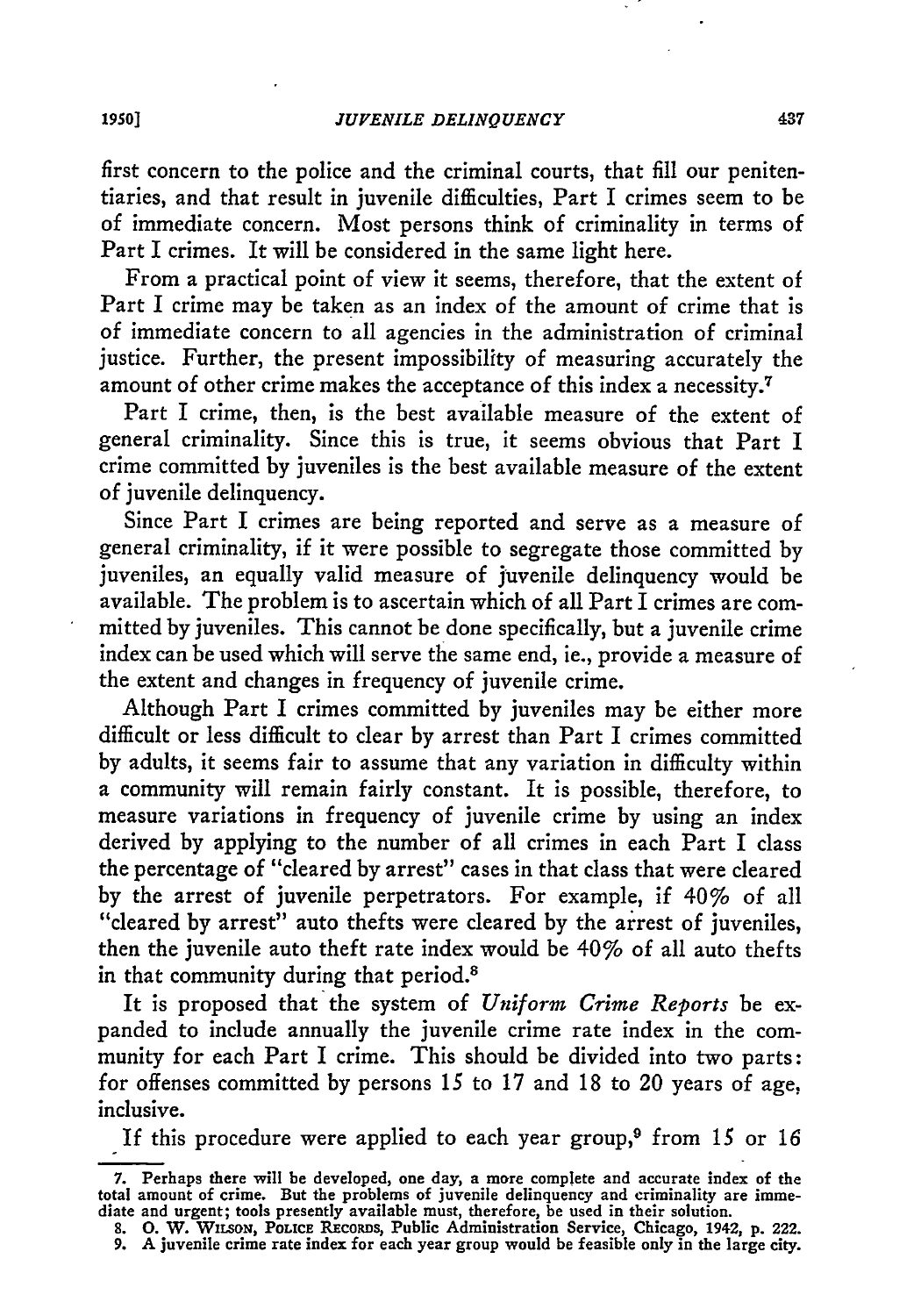first concern to the police and the criminal courts, that fill our penitentiaries, and that result in juvenile difficulties, Part I crimes seem to be of immediate concern. Most persons think of criminality in terms of Part I crimes. It will be considered in the same light here.

From a practical point of view it seems, therefore, that the extent of Part I crime may be taken as an index of the amount of crime that is of immediate concern to all agencies in the administration of criminal justice. Further, the present impossibility of measuring accurately the amount of other crime makes the acceptance of this index a necessity.[7]

Part I crime, then, is the best available measure of the extent of general criminality. Since this is true, it seems obvious that Part I crime committed by juveniles is the best available measure of the extent of juvenile delinquency.

Since Part I crimes are being reported and serve as a measure of general criminality, if it were possible to segregate those committed by juveniles, an equally valid measure of juvenile delinquency would be available. The problem is to ascertain which of all Part I crimes are committed by juveniles. This cannot be done specifically, but a juvenile crime index can be used which will serve the same end, ie., provide a measure of the extent and changes in frequency of juvenile crime.

Although Part I crimes committed by juveniles may be either more difficult or less difficult to clear by arrest than Part I crimes committed by adults, it seems fair to assume that any variation in difficulty within a community will remain fairly constant. It is possible, therefore, to measure variations in frequency of juvenile crime by using an index derived by applying to the number of all crimes in each Part I class the percentage of "cleared by arrest" cases in that class that were cleared by the arrest of juvenile perpetrators. For example, if 40% of all "cleared by arrest" auto thefts were cleared by the arrest of juveniles, then the juvenile auto theft rate index would be 40% of all auto thefts in that community during that period.[8]

It is proposed that the system of *Uniform Crime Reports* be expanded to include annually the juvenile crime rate index in the community for each Part I crime. This should be divided into two parts: for offenses committed by persons 15 to 17 and 18 to 20 years of age, inclusive.

If this procedure were applied to each year group,[9] from 15 or 16

---

7. Perhaps there will be developed, one day, a more complete and accurate index of the total amount of crime. But the problems of juvenile delinquency and criminality are immediate and urgent; tools presently available must, therefore, be used in their solution.

8. O. W. Wilson, Police Records, Public Administration Service, Chicago, 1942, p. 222.

9. A juvenile crime rate index for each year group would be feasible only in the large city.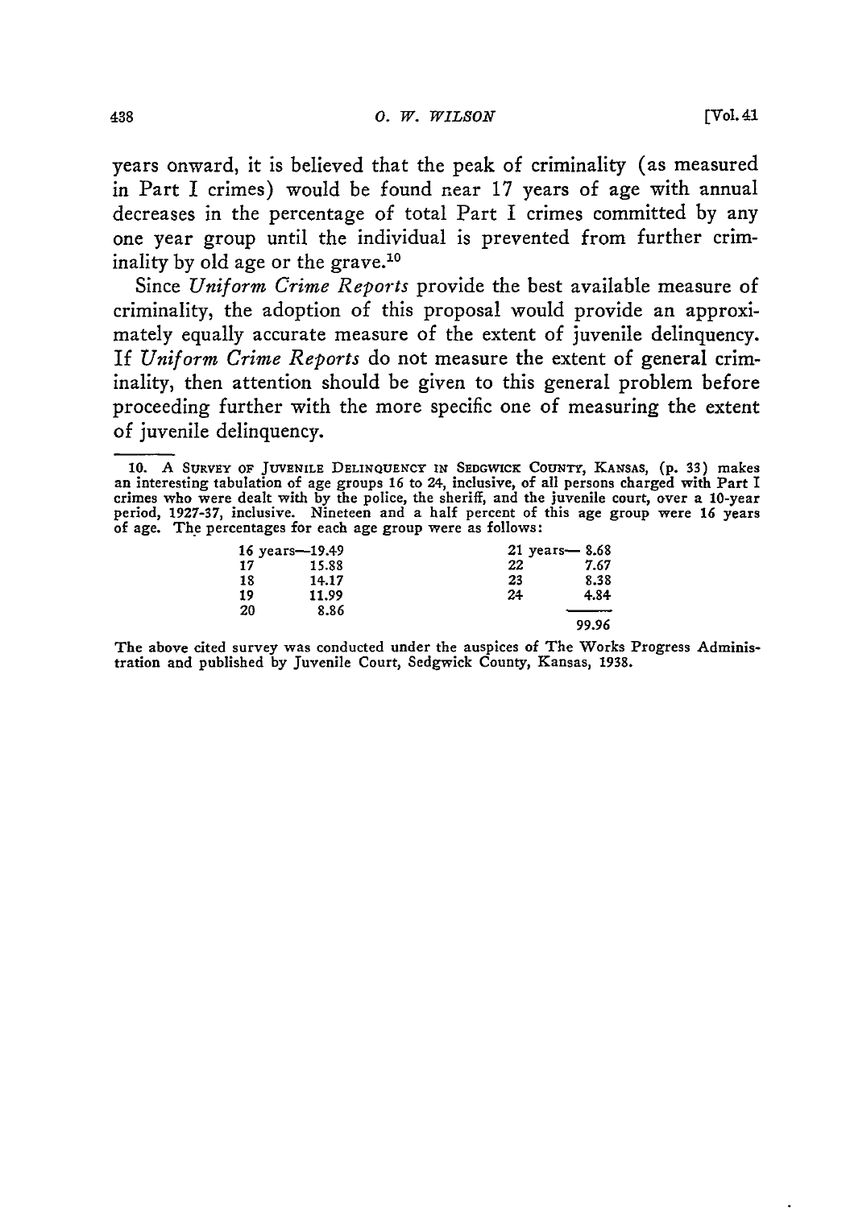years onward, it is believed that the peak of criminality (as measured in Part I crimes) would be found near 17 years of age with annual decreases in the percentage of total Part I crimes committed by any one year group until the individual is prevented from further criminality by old age or the grave.[10]

Since *Uniform Crime Reports* provide the best available measure of criminality, the adoption of this proposal would provide an approximately equally accurate measure of the extent of juvenile delinquency. If *Uniform Crime Reports* do not measure the extent of general criminality, then attention should be given to this general problem before proceeding further with the more specific one of measuring the extent of juvenile delinquency.

---

10. A SURVEY OF JUVENILE DELINQUENCY IN SEDGWICK COUNTY, KANSAS, (p. 33) makes an interesting tabulation of age groups 16 to 24, inclusive, of all persons charged with Part I crimes who were dealt with by the police, the sheriff, and the juvenile court, over a 10-year period, 1927-37, inclusive. Nineteen and a half percent of this age group were 16 years of age. The percentages for each age group were as follows:

| | | | |
|---|---|---|---|
| 16 years | 19.49 | 21 years | 8.68 |
| 17 | 15.88 | 22 | 7.67 |
| 18 | 14.17 | 23 | 8.38 |
| 19 | 11.99 | 24 | 4.84 |
| 20 | 8.86 | | |
| | | | 99.96 |

The above cited survey was conducted under the auspices of The Works Progress Administration and published by Juvenile Court, Sedgwick County, Kansas, 1938.